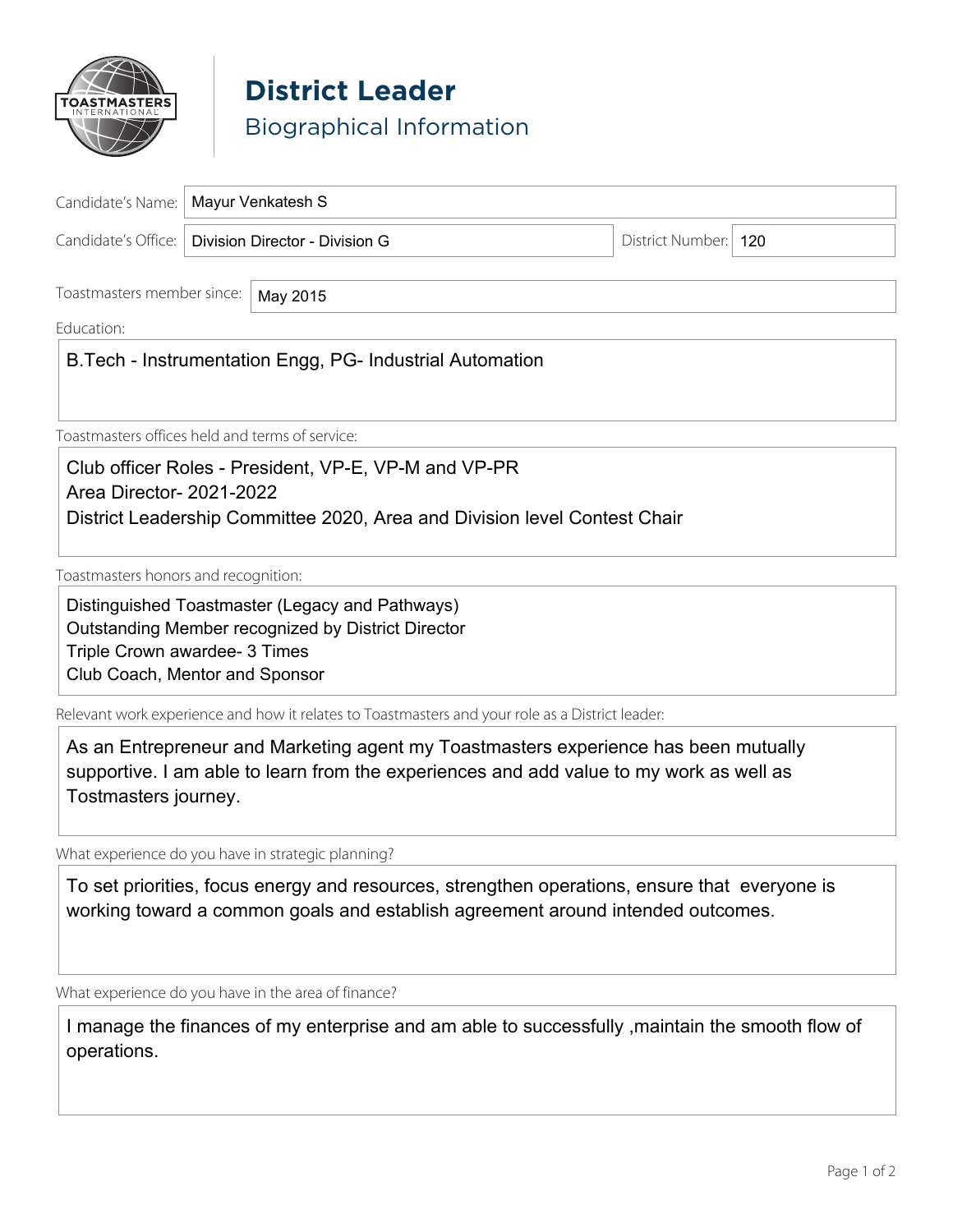# District Leader

## Biographical Information

**Candidate's Name:** Mayur Venkatesh S

**Candidate's Office:** Division Director - Division G

**District Number:** 120

**Toastmasters member since:** May 2015

**Education:**

B.Tech - Instrumentation Engg, PG- Industrial Automation

**Toastmasters offices held and terms of service:**

Club officer Roles - President, VP-E, VP-M and VP-PR
Area Director- 2021-2022
District Leadership Committee 2020, Area and Division level Contest Chair

**Toastmasters honors and recognition:**

Distinguished Toastmaster (Legacy and Pathways)
Outstanding Member recognized by District Director
Triple Crown awardee- 3 Times
Club Coach, Mentor and Sponsor

**Relevant work experience and how it relates to Toastmasters and your role as a District leader:**

As an Entrepreneur and Marketing agent my Toastmasters experience has been mutually supportive. I am able to learn from the experiences and add value to my work as well as Tostmasters journey.

**What experience do you have in strategic planning?**

To set priorities, focus energy and resources, strengthen operations, ensure that everyone is working toward a common goals and establish agreement around intended outcomes.

**What experience do you have in the area of finance?**

I manage the finances of my enterprise and am able to successfully ,maintain the smooth flow of operations.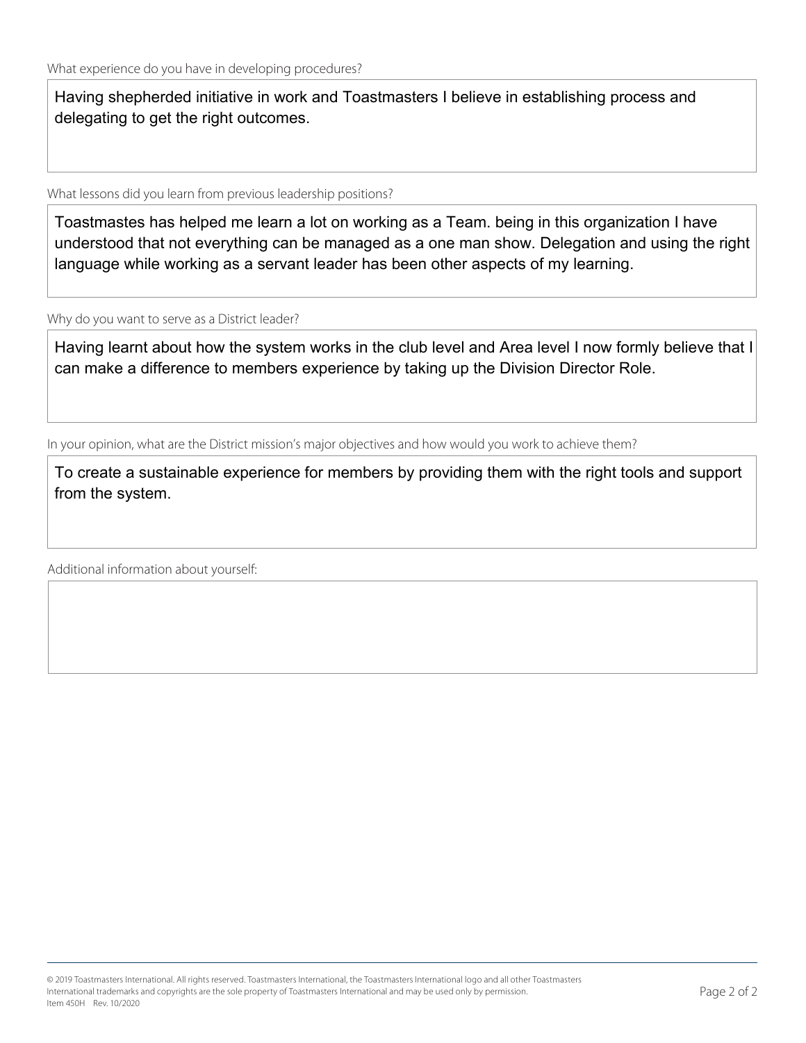What experience do you have in developing procedures?

Having shepherded initiative in work and Toastmasters I believe in establishing process and delegating to get the right outcomes.

What lessons did you learn from previous leadership positions?

Toastmastes has helped me learn a lot on working as a Team. being in this organization I have understood that not everything can be managed as a one man show. Delegation and using the right language while working as a servant leader has been other aspects of my learning.

Why do you want to serve as a District leader?

Having learnt about how the system works in the club level and Area level I now formly believe that I can make a difference to members experience by taking up the Division Director Role.

In your opinion, what are the District mission's major objectives and how would you work to achieve them?

To create a sustainable experience for members by providing them with the right tools and support from the system.

Additional information about yourself:

© 2019 Toastmasters International. All rights reserved. Toastmasters International, the Toastmasters International logo and all other Toastmasters International trademarks and copyrights are the sole property of Toastmasters International and may be used only by permission.
Item 450H Rev. 10/2020